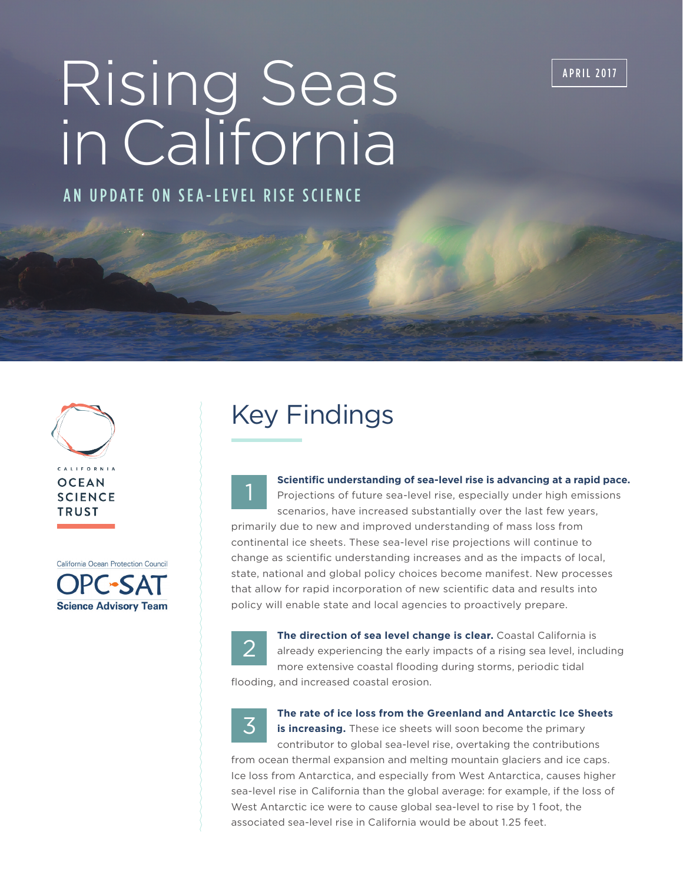# Rising Seas in California

APRIL 2017

## AN UPDATE ON SEA-LEVEL RISE SCIENCE

CALIFORNIA OCEAN SCIENCE TRUST

California Ocean Protection Council OPC-SAT Science Advisory Team

## Key Findings

1. **Scientific understanding of sea-level rise is advancing at a rapid pace.** Projections of future sea-level rise, especially under high emissions scenarios, have increased substantially over the last few years, primarily due to new and improved understanding of mass loss from continental ice sheets. These sea-level rise projections will continue to change as scientific understanding increases and as the impacts of local, state, national and global policy choices become manifest. New processes that allow for rapid incorporation of new scientific data and results into policy will enable state and local agencies to proactively prepare.

2. **The direction of sea level change is clear.** Coastal California is already experiencing the early impacts of a rising sea level, including more extensive coastal flooding during storms, periodic tidal flooding, and increased coastal erosion.

3. **The rate of ice loss from the Greenland and Antarctic Ice Sheets is increasing.** These ice sheets will soon become the primary contributor to global sea-level rise, overtaking the contributions from ocean thermal expansion and melting mountain glaciers and ice caps. Ice loss from Antarctica, and especially from West Antarctica, causes higher sea-level rise in California than the global average: for example, if the loss of West Antarctic ice were to cause global sea-level to rise by 1 foot, the associated sea-level rise in California would be about 1.25 feet.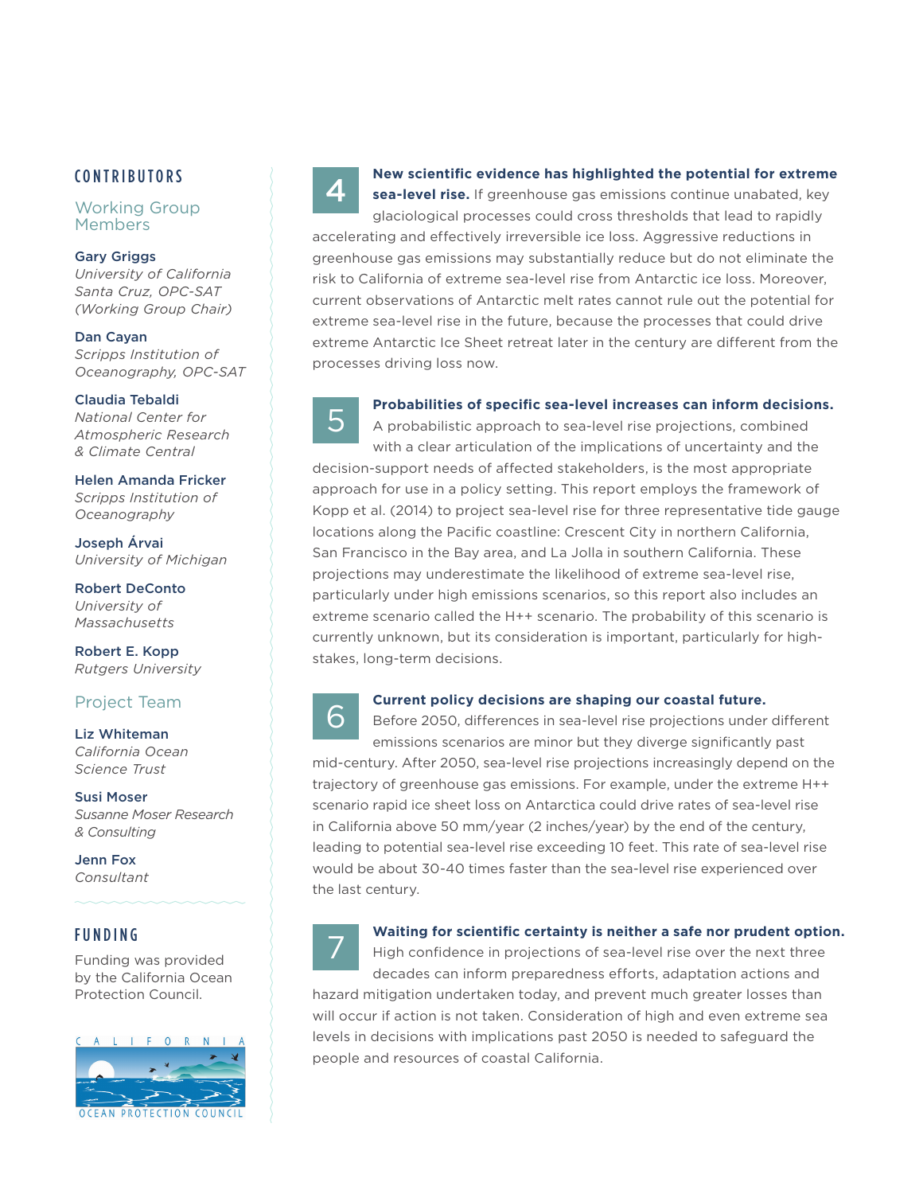## CONTRIBUTORS

### Working Group Members

**Gary Griggs**
*University of California Santa Cruz, OPC-SAT (Working Group Chair)*

**Dan Cayan**
*Scripps Institution of Oceanography, OPC-SAT*

**Claudia Tebaldi**
*National Center for Atmospheric Research & Climate Central*

**Helen Amanda Fricker**
*Scripps Institution of Oceanography*

**Joseph Árvai**
*University of Michigan*

**Robert DeConto**
*University of Massachusetts*

**Robert E. Kopp**
*Rutgers University*

### Project Team

**Liz Whiteman**
*California Ocean Science Trust*

**Susi Moser**
*Susanne Moser Research & Consulting*

**Jenn Fox**
*Consultant*

## FUNDING

Funding was provided by the California Ocean Protection Council.

CALIFORNIA OCEAN PROTECTION COUNCIL

**4** **New scientific evidence has highlighted the potential for extreme sea-level rise.** If greenhouse gas emissions continue unabated, key glaciological processes could cross thresholds that lead to rapidly accelerating and effectively irreversible ice loss. Aggressive reductions in greenhouse gas emissions may substantially reduce but do not eliminate the risk to California of extreme sea-level rise from Antarctic ice loss. Moreover, current observations of Antarctic melt rates cannot rule out the potential for extreme sea-level rise in the future, because the processes that could drive extreme Antarctic Ice Sheet retreat later in the century are different from the processes driving loss now.

**5** **Probabilities of specific sea-level increases can inform decisions.** A probabilistic approach to sea-level rise projections, combined with a clear articulation of the implications of uncertainty and the decision-support needs of affected stakeholders, is the most appropriate approach for use in a policy setting. This report employs the framework of Kopp et al. (2014) to project sea-level rise for three representative tide gauge locations along the Pacific coastline: Crescent City in northern California, San Francisco in the Bay area, and La Jolla in southern California. These projections may underestimate the likelihood of extreme sea-level rise, particularly under high emissions scenarios, so this report also includes an extreme scenario called the H++ scenario. The probability of this scenario is currently unknown, but its consideration is important, particularly for high-stakes, long-term decisions.

**6** **Current policy decisions are shaping our coastal future.** Before 2050, differences in sea-level rise projections under different emissions scenarios are minor but they diverge significantly past mid-century. After 2050, sea-level rise projections increasingly depend on the trajectory of greenhouse gas emissions. For example, under the extreme H++ scenario rapid ice sheet loss on Antarctica could drive rates of sea-level rise in California above 50 mm/year (2 inches/year) by the end of the century, leading to potential sea-level rise exceeding 10 feet. This rate of sea-level rise would be about 30-40 times faster than the sea-level rise experienced over the last century.

**7** **Waiting for scientific certainty is neither a safe nor prudent option.** High confidence in projections of sea-level rise over the next three decades can inform preparedness efforts, adaptation actions and hazard mitigation undertaken today, and prevent much greater losses than will occur if action is not taken. Consideration of high and even extreme sea levels in decisions with implications past 2050 is needed to safeguard the people and resources of coastal California.